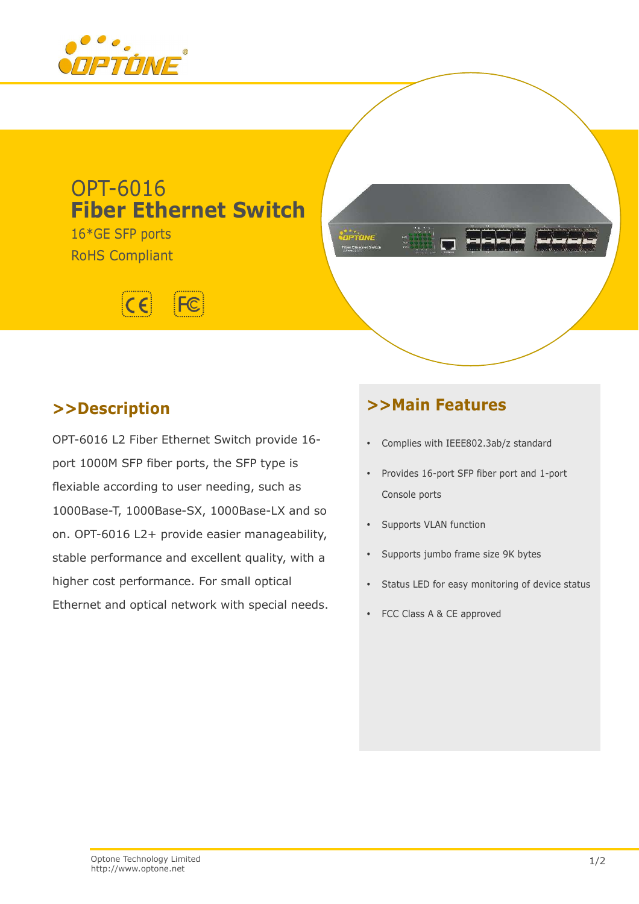# OPT-6016
# Fiber Ethernet Switch

16*GE SFP ports

RoHS Compliant

## >>Description

OPT-6016 L2 Fiber Ethernet Switch provide 16-port 1000M SFP fiber ports, the SFP type is flexiable according to user needing, such as 1000Base-T, 1000Base-SX, 1000Base-LX and so on. OPT-6016 L2+ provide easier manageability, stable performance and excellent quality, with a higher cost performance. For small optical Ethernet and optical network with special needs.

## >>Main Features

- Complies with IEEE802.3ab/z standard
- Provides 16-port SFP fiber port and 1-port Console ports
- Supports VLAN function
- Supports jumbo frame size 9K bytes
- Status LED for easy monitoring of device status
- FCC Class A & CE approved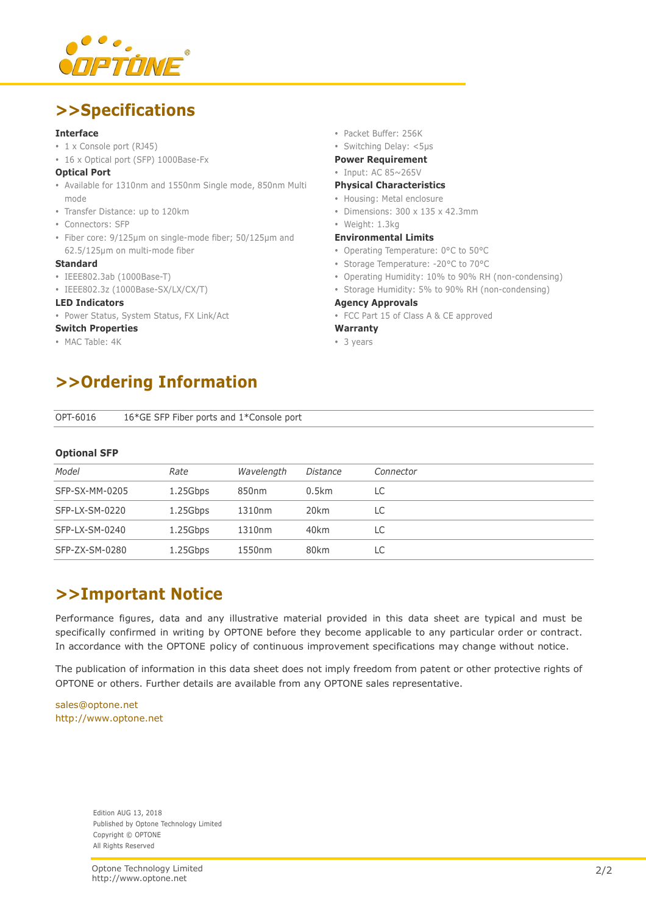## >>Specifications

**Interface**

- 1 x Console port (RJ45)
- 16 x Optical port (SFP) 1000Base-Fx

**Optical Port**

- Available for 1310nm and 1550nm Single mode, 850nm Multi mode
- Transfer Distance: up to 120km
- Connectors: SFP
- Fiber core: 9/125μm on single-mode fiber; 50/125μm and 62.5/125μm on multi-mode fiber

**Standard**

- IEEE802.3ab (1000Base-T)
- IEEE802.3z (1000Base-SX/LX/CX/T)

**LED Indicators**

- Power Status, System Status, FX Link/Act

**Switch Properties**

- MAC Table: 4K
- Packet Buffer: 256K
- Switching Delay: <5μs

**Power Requirement**

- Input: AC 85~265V

**Physical Characteristics**

- Housing: Metal enclosure
- Dimensions: 300 x 135 x 42.3mm
- Weight: 1.3kg

**Environmental Limits**

- Operating Temperature: 0°C to 50°C
- Storage Temperature: -20°C to 70°C
- Operating Humidity: 10% to 90% RH (non-condensing)
- Storage Humidity: 5% to 90% RH (non-condensing)

**Agency Approvals**

- FCC Part 15 of Class A & CE approved

**Warranty**

- 3 years

## >>Ordering Information

| | |
|---|---|
| OPT-6016 | 16*GE SFP Fiber ports and 1*Console port |

**Optional SFP**

| *Model* | *Rate* | *Wavelength* | *Distance* | *Connector* |
|---|---|---|---|---|
| SFP-SX-MM-0205 | 1.25Gbps | 850nm | 0.5km | LC |
| SFP-LX-SM-0220 | 1.25Gbps | 1310nm | 20km | LC |
| SFP-LX-SM-0240 | 1.25Gbps | 1310nm | 40km | LC |
| SFP-ZX-SM-0280 | 1.25Gbps | 1550nm | 80km | LC |

## >>Important Notice

Performance figures, data and any illustrative material provided in this data sheet are typical and must be specifically confirmed in writing by OPTONE before they become applicable to any particular order or contract. In accordance with the OPTONE policy of continuous improvement specifications may change without notice.

The publication of information in this data sheet does not imply freedom from patent or other protective rights of OPTONE or others. Further details are available from any OPTONE sales representative.

sales@optone.net
http://www.optone.net

Edition AUG 13, 2018
Published by Optone Technology Limited
Copyright © OPTONE
All Rights Reserved